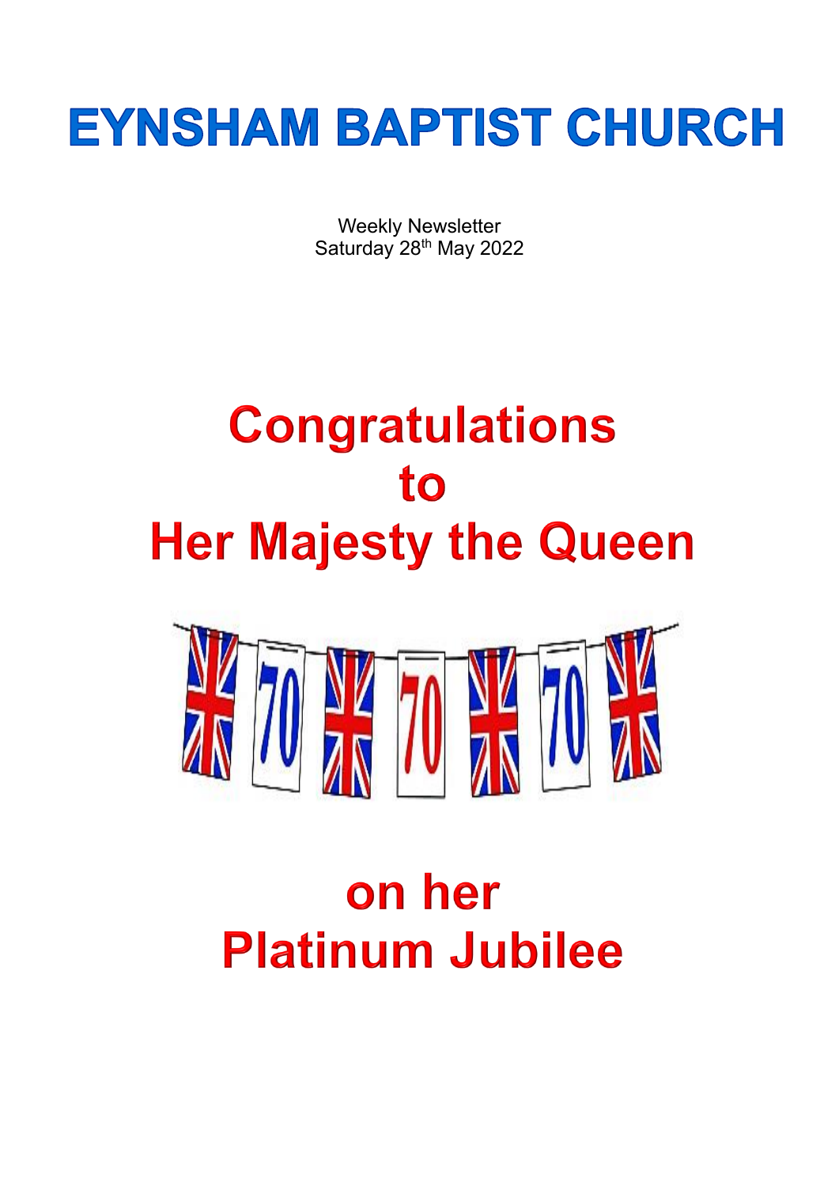# EYNSHAM BAPTIST CHURCH

Weekly Newsletter
Saturday 28th May 2022

# Congratulations
# to
# Her Majesty the Queen

# on her
# Platinum Jubilee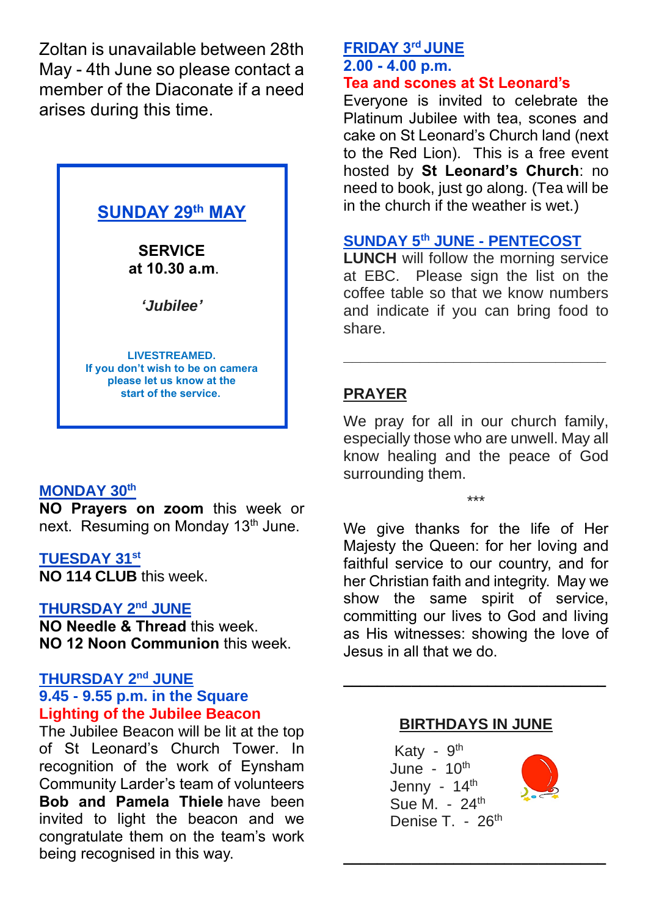Zoltan is unavailable between 28th May - 4th June so please contact a member of the Diaconate if a need arises during this time.

## SUNDAY 29th MAY

**SERVICE**
**at 10.30 a.m.**

***'Jubilee'***

**LIVESTREAMED.**
**If you don't wish to be on camera please let us know at the start of the service.**

### MONDAY 30th

**NO Prayers on zoom** this week or next. Resuming on Monday 13th June.

### TUESDAY 31st

**NO 114 CLUB** this week.

### THURSDAY 2nd JUNE

**NO Needle & Thread** this week.
**NO 12 Noon Communion** this week.

### THURSDAY 2nd JUNE

**9.45 - 9.55 p.m. in the Square**
**Lighting of the Jubilee Beacon**

The Jubilee Beacon will be lit at the top of St Leonard's Church Tower. In recognition of the work of Eynsham Community Larder's team of volunteers **Bob and Pamela Thiele** have been invited to light the beacon and we congratulate them on the team's work being recognised in this way.

### FRIDAY 3rd JUNE

**2.00 - 4.00 p.m.**
**Tea and scones at St Leonard's**

Everyone is invited to celebrate the Platinum Jubilee with tea, scones and cake on St Leonard's Church land (next to the Red Lion). This is a free event hosted by **St Leonard's Church**: no need to book, just go along. (Tea will be in the church if the weather is wet.)

### SUNDAY 5th JUNE - PENTECOST

**LUNCH** will follow the morning service at EBC. Please sign the list on the coffee table so that we know numbers and indicate if you can bring food to share.

---

## PRAYER

We pray for all in our church family, especially those who are unwell. May all know healing and the peace of God surrounding them.

\*\*\*

We give thanks for the life of Her Majesty the Queen: for her loving and faithful service to our country, and for her Christian faith and integrity. May we show the same spirit of service, committing our lives to God and living as His witnesses: showing the love of Jesus in all that we do.

---

## BIRTHDAYS IN JUNE

Katy - 9th
June - 10th
Jenny - 14th
Sue M. - 24th
Denise T. - 26th

---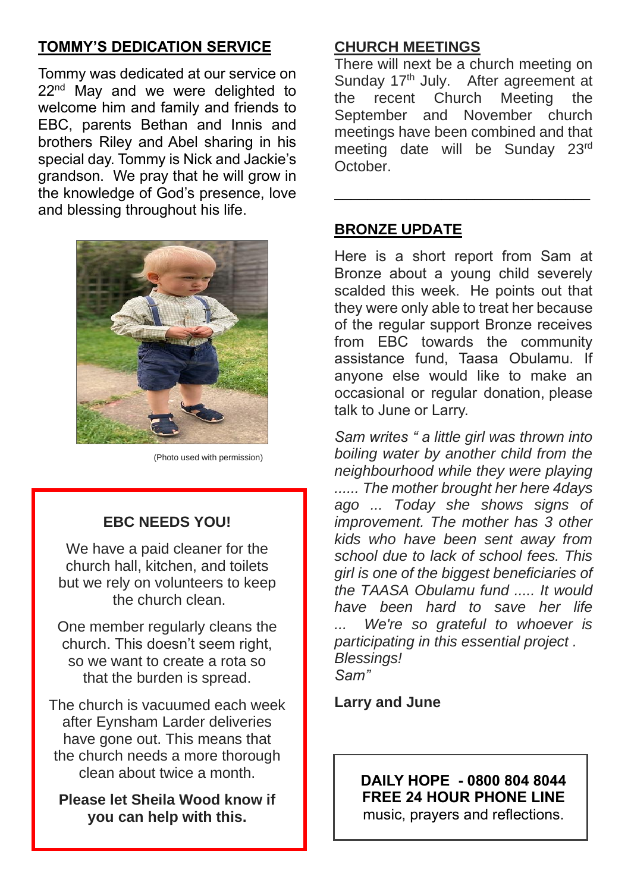## TOMMY'S DEDICATION SERVICE

Tommy was dedicated at our service on 22nd May and we were delighted to welcome him and family and friends to EBC, parents Bethan and Innis and brothers Riley and Abel sharing in his special day. Tommy is Nick and Jackie's grandson. We pray that he will grow in the knowledge of God's presence, love and blessing throughout his life.

(Photo used with permission)

### EBC NEEDS YOU!

We have a paid cleaner for the church hall, kitchen, and toilets but we rely on volunteers to keep the church clean.

One member regularly cleans the church. This doesn't seem right, so we want to create a rota so that the burden is spread.

The church is vacuumed each week after Eynsham Larder deliveries have gone out. This means that the church needs a more thorough clean about twice a month.

**Please let Sheila Wood know if you can help with this.**

## CHURCH MEETINGS

There will next be a church meeting on Sunday 17th July. After agreement at the recent Church Meeting the September and November church meetings have been combined and that meeting date will be Sunday 23rd October.

---

## BRONZE UPDATE

Here is a short report from Sam at Bronze about a young child severely scalded this week. He points out that they were only able to treat her because of the regular support Bronze receives from EBC towards the community assistance fund, Taasa Obulamu. If anyone else would like to make an occasional or regular donation, please talk to June or Larry.

*Sam writes " a little girl was thrown into boiling water by another child from the neighbourhood while they were playing ...... The mother brought her here 4days ago ... Today she shows signs of improvement. The mother has 3 other kids who have been sent away from school due to lack of school fees. This girl is one of the biggest beneficiaries of the TAASA Obulamu fund ..... It would have been hard to save her life ... We're so grateful to whoever is participating in this essential project .*
*Blessings!*
*Sam"*

**Larry and June**

**DAILY HOPE - 0800 804 8044**
**FREE 24 HOUR PHONE LINE**
music, prayers and reflections.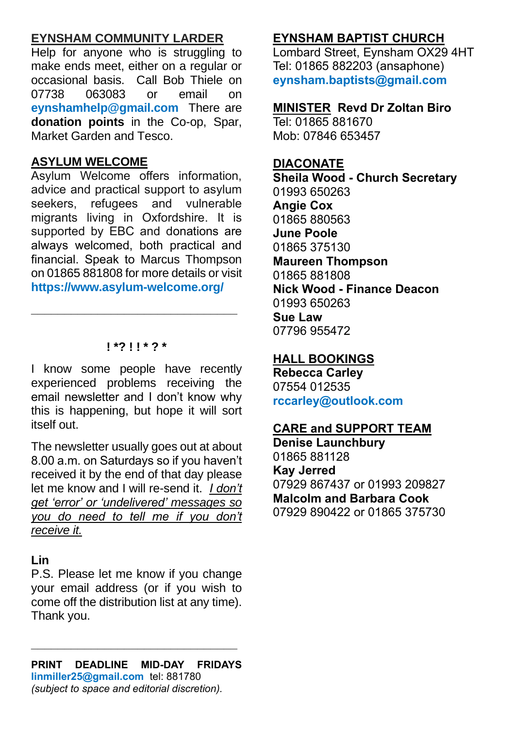## EYNSHAM COMMUNITY LARDER

Help for anyone who is struggling to make ends meet, either on a regular or occasional basis. Call Bob Thiele on 07738 063083 or email on **eynshamhelp@gmail.com** There are **donation points** in the Co-op, Spar, Market Garden and Tesco.

## ASYLUM WELCOME

Asylum Welcome offers information, advice and practical support to asylum seekers, refugees and vulnerable migrants living in Oxfordshire. It is supported by EBC and donations are always welcomed, both practical and financial. Speak to Marcus Thompson on 01865 881808 for more details or visit **https://www.asylum-welcome.org/**

---

**! *? ! ! * ? ***

I know some people have recently experienced problems receiving the email newsletter and I don't know why this is happening, but hope it will sort itself out.

The newsletter usually goes out at about 8.00 a.m. on Saturdays so if you haven't received it by the end of that day please let me know and I will re-send it. *I don't get 'error' or 'undelivered' messages so you do need to tell me if you don't receive it.*

**Lin**

P.S. Please let me know if you change your email address (or if you wish to come off the distribution list at any time). Thank you.

---

**PRINT DEADLINE MID-DAY FRIDAYS**

**linmiller25@gmail.com** tel: 881780

*(subject to space and editorial discretion).*

## EYNSHAM BAPTIST CHURCH

Lombard Street, Eynsham OX29 4HT

Tel: 01865 882203 (ansaphone)

**eynsham.baptists@gmail.com**

## MINISTER Revd Dr Zoltan Biro

Tel: 01865 881670

Mob: 07846 653457

## DIACONATE

**Sheila Wood - Church Secretary**

01993 650263

**Angie Cox**

01865 880563

**June Poole**

01865 375130

**Maureen Thompson**

01865 881808

**Nick Wood - Finance Deacon**

01993 650263

**Sue Law**

07796 955472

## HALL BOOKINGS

**Rebecca Carley**

07554 012535

**rccarley@outlook.com**

## CARE and SUPPORT TEAM

**Denise Launchbury**

01865 881128

**Kay Jerred**

07929 867437 or 01993 209827

**Malcolm and Barbara Cook**

07929 890422 or 01865 375730